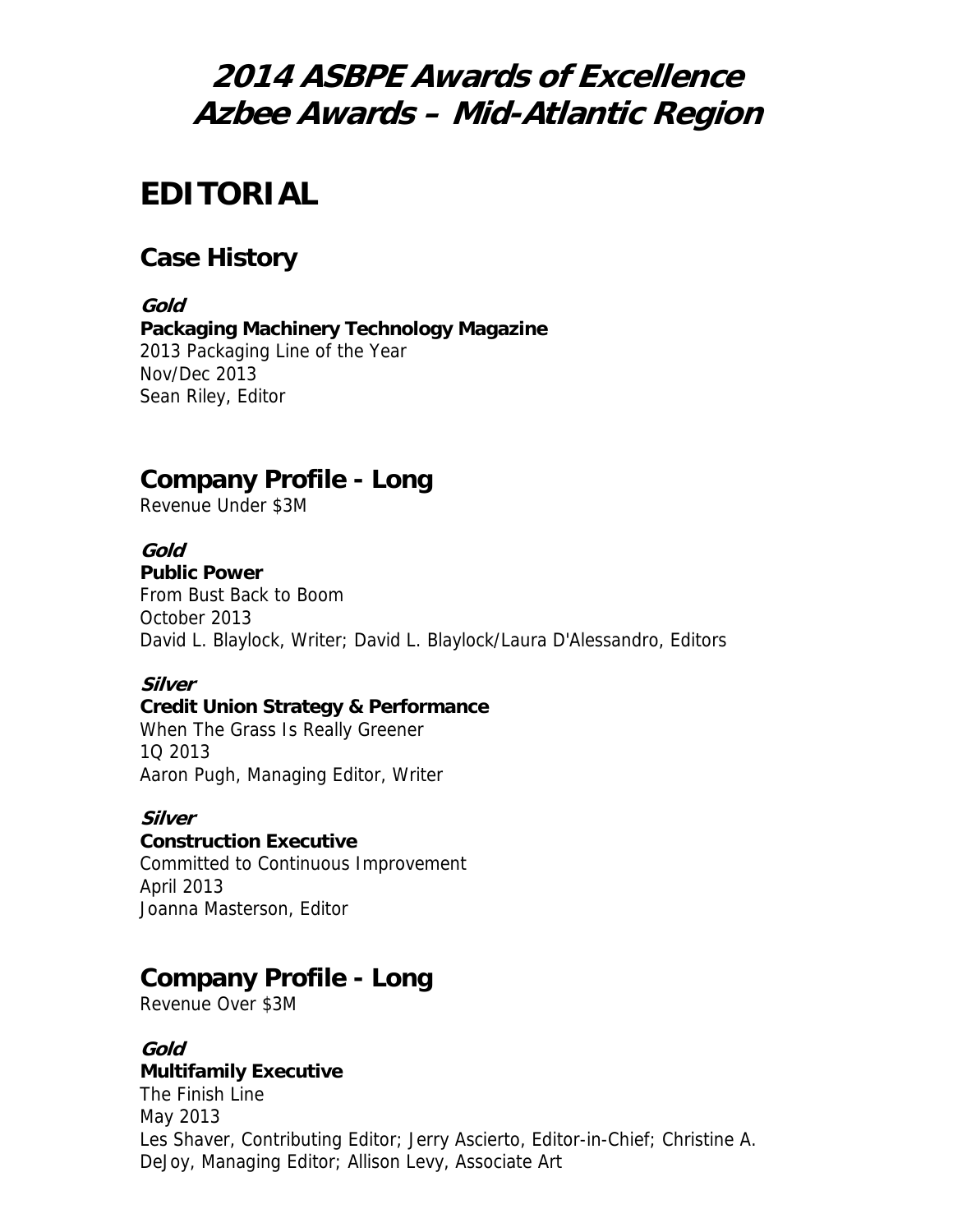# 2014 ASBPE Awards of Excellence
# Azbee Awards – Mid-Atlantic Region

## EDITORIAL

### Case History

***Gold***
**Packaging Machinery Technology Magazine**
2013 Packaging Line of the Year
Nov/Dec 2013
Sean Riley, Editor

### Company Profile - Long
Revenue Under $3M

***Gold***
**Public Power**
From Bust Back to Boom
October 2013
David L. Blaylock, Writer; David L. Blaylock/Laura D'Alessandro, Editors

***Silver***
**Credit Union Strategy & Performance**
When The Grass Is Really Greener
1Q 2013
Aaron Pugh, Managing Editor, Writer

***Silver***
**Construction Executive**
Committed to Continuous Improvement
April 2013
Joanna Masterson, Editor

### Company Profile - Long
Revenue Over $3M

***Gold***
**Multifamily Executive**
The Finish Line
May 2013
Les Shaver, Contributing Editor; Jerry Ascierto, Editor-in-Chief; Christine A. DeJoy, Managing Editor; Allison Levy, Associate Art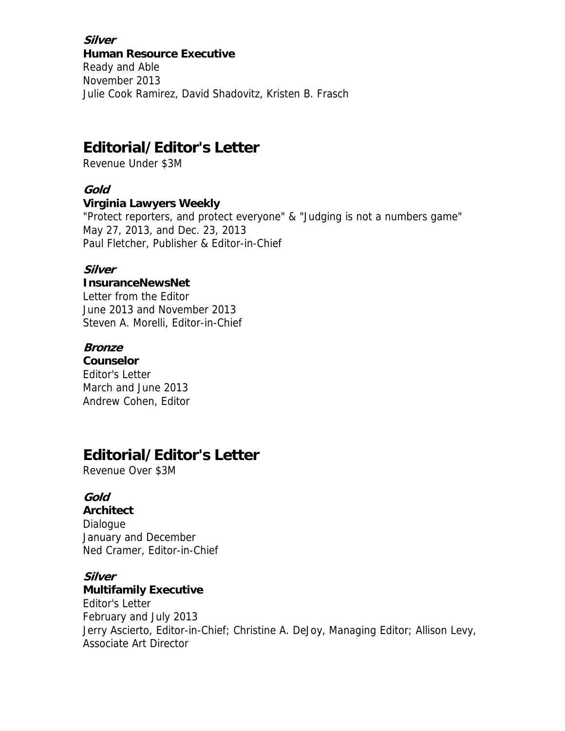***Silver***
**Human Resource Executive**
Ready and Able
November 2013
Julie Cook Ramirez, David Shadovitz, Kristen B. Frasch

## Editorial/Editor's Letter

Revenue Under $3M

***Gold***
**Virginia Lawyers Weekly**
"Protect reporters, and protect everyone" & "Judging is not a numbers game"
May 27, 2013, and Dec. 23, 2013
Paul Fletcher, Publisher & Editor-in-Chief

***Silver***
**InsuranceNewsNet**
Letter from the Editor
June 2013 and November 2013
Steven A. Morelli, Editor-in-Chief

***Bronze***
**Counselor**
Editor's Letter
March and June 2013
Andrew Cohen, Editor

## Editorial/Editor's Letter

Revenue Over $3M

***Gold***
**Architect**
Dialogue
January and December
Ned Cramer, Editor-in-Chief

***Silver***
**Multifamily Executive**
Editor's Letter
February and July 2013
Jerry Ascierto, Editor-in-Chief; Christine A. DeJoy, Managing Editor; Allison Levy, Associate Art Director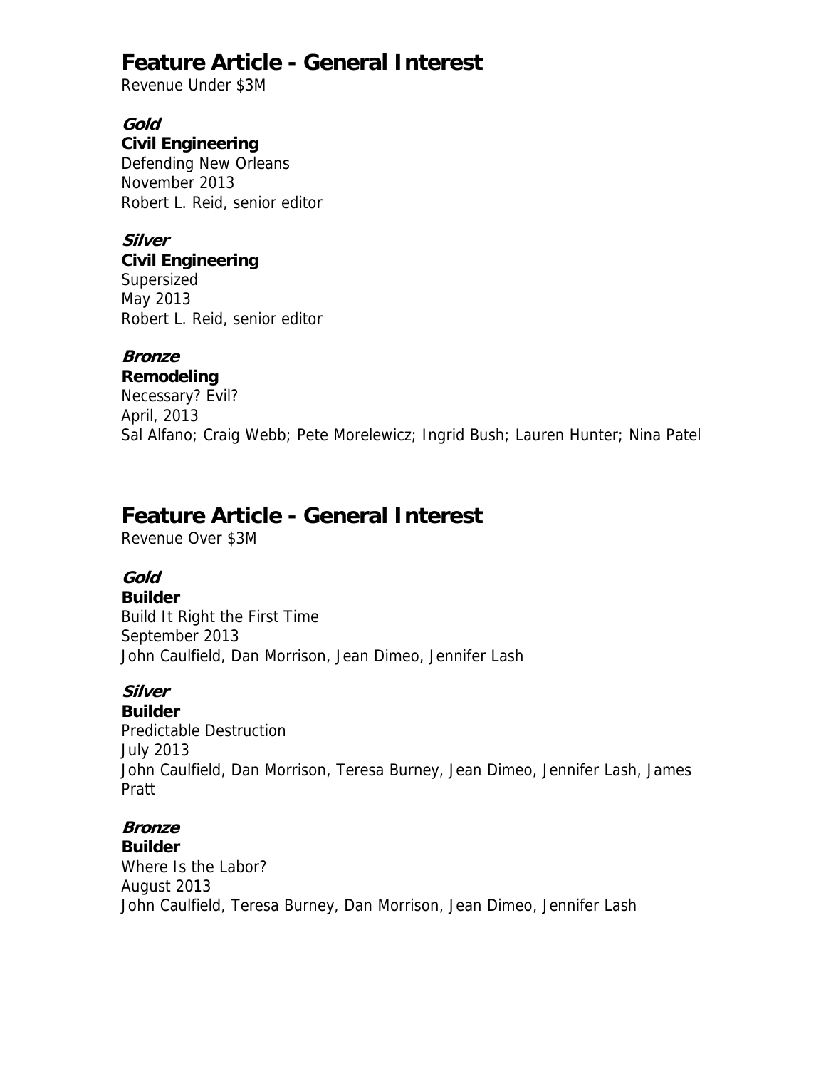## Feature Article - General Interest

Revenue Under $3M

### *Gold*

**Civil Engineering**
Defending New Orleans
November 2013
Robert L. Reid, senior editor

### *Silver*

**Civil Engineering**
Supersized
May 2013
Robert L. Reid, senior editor

### *Bronze*

**Remodeling**
Necessary? Evil?
April, 2013
Sal Alfano; Craig Webb; Pete Morelewicz; Ingrid Bush; Lauren Hunter; Nina Patel

## Feature Article - General Interest

Revenue Over $3M

### *Gold*

**Builder**
Build It Right the First Time
September 2013
John Caulfield, Dan Morrison, Jean Dimeo, Jennifer Lash

### *Silver*

**Builder**
Predictable Destruction
July 2013
John Caulfield, Dan Morrison, Teresa Burney, Jean Dimeo, Jennifer Lash, James Pratt

### *Bronze*

**Builder**
Where Is the Labor?
August 2013
John Caulfield, Teresa Burney, Dan Morrison, Jean Dimeo, Jennifer Lash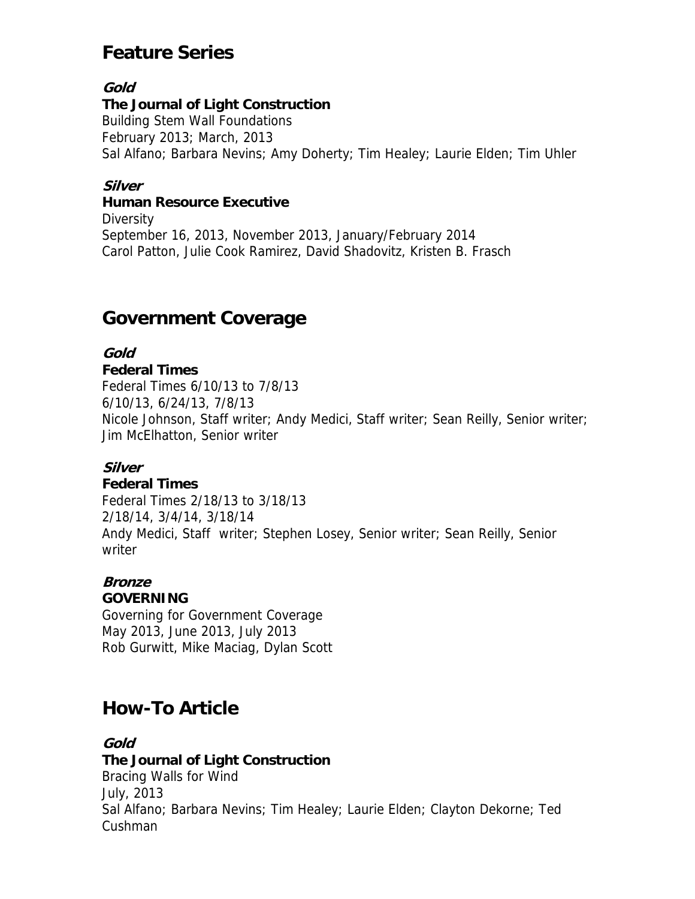## Feature Series

***Gold***

**The Journal of Light Construction**
Building Stem Wall Foundations
February 2013; March, 2013
Sal Alfano; Barbara Nevins; Amy Doherty; Tim Healey; Laurie Elden; Tim Uhler

***Silver***

**Human Resource Executive**
Diversity
September 16, 2013, November 2013, January/February 2014
Carol Patton, Julie Cook Ramirez, David Shadovitz, Kristen B. Frasch

## Government Coverage

***Gold***

**Federal Times**
Federal Times 6/10/13 to 7/8/13
6/10/13, 6/24/13, 7/8/13
Nicole Johnson, Staff writer; Andy Medici, Staff writer; Sean Reilly, Senior writer; Jim McElhatton, Senior writer

***Silver***

**Federal Times**
Federal Times 2/18/13 to 3/18/13
2/18/14, 3/4/14, 3/18/14
Andy Medici, Staff writer; Stephen Losey, Senior writer; Sean Reilly, Senior writer

***Bronze***

**GOVERNING**
Governing for Government Coverage
May 2013, June 2013, July 2013
Rob Gurwitt, Mike Maciag, Dylan Scott

## How-To Article

***Gold***

**The Journal of Light Construction**
Bracing Walls for Wind
July, 2013
Sal Alfano; Barbara Nevins; Tim Healey; Laurie Elden; Clayton Dekorne; Ted Cushman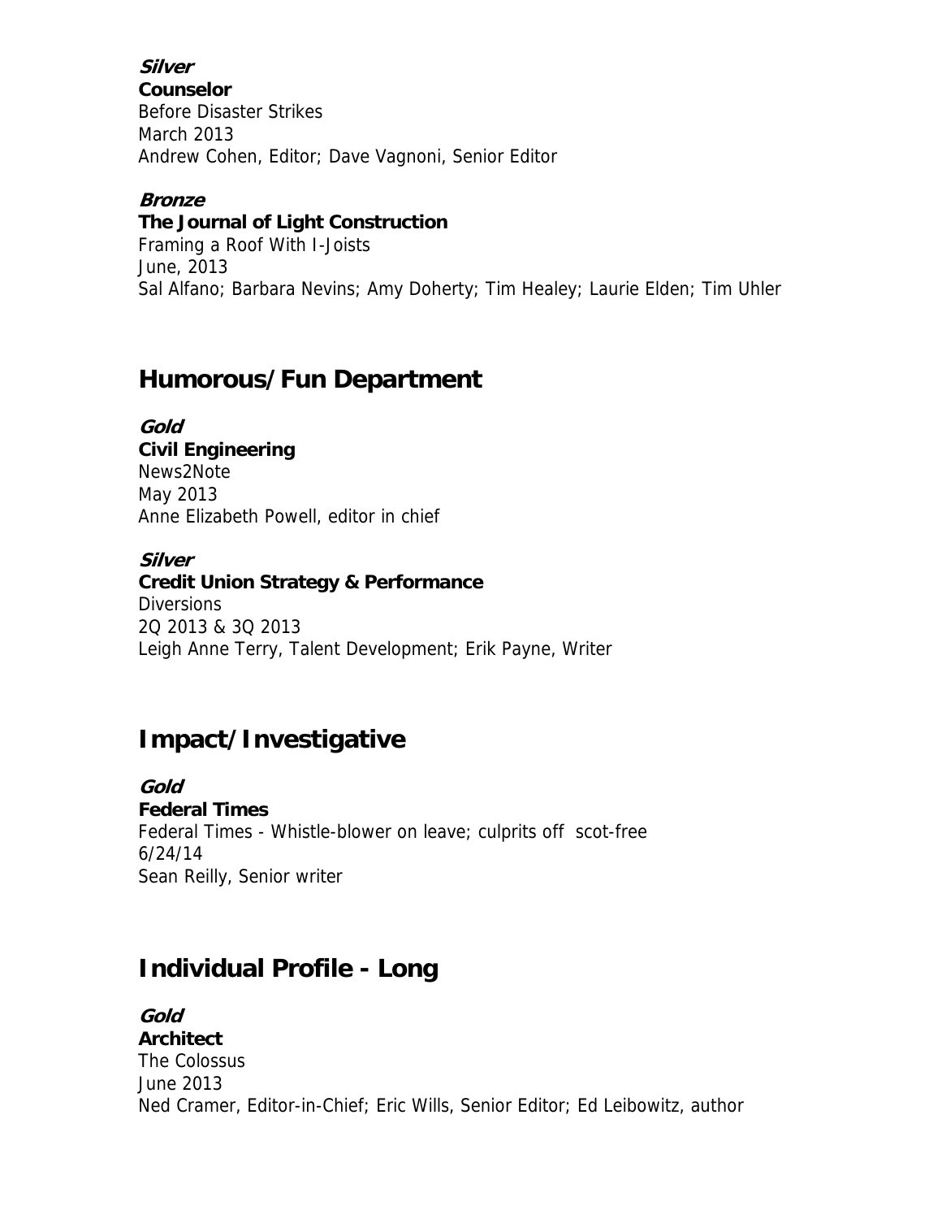***Silver***
**Counselor**
Before Disaster Strikes
March 2013
Andrew Cohen, Editor; Dave Vagnoni, Senior Editor

***Bronze***
**The Journal of Light Construction**
Framing a Roof With I-Joists
June, 2013
Sal Alfano; Barbara Nevins; Amy Doherty; Tim Healey; Laurie Elden; Tim Uhler

## Humorous/Fun Department

***Gold***
**Civil Engineering**
News2Note
May 2013
Anne Elizabeth Powell, editor in chief

***Silver***
**Credit Union Strategy & Performance**
Diversions
2Q 2013 & 3Q 2013
Leigh Anne Terry, Talent Development; Erik Payne, Writer

## Impact/Investigative

***Gold***
**Federal Times**
Federal Times - Whistle-blower on leave; culprits off scot-free
6/24/14
Sean Reilly, Senior writer

## Individual Profile - Long

***Gold***
**Architect**
The Colossus
June 2013
Ned Cramer, Editor-in-Chief; Eric Wills, Senior Editor; Ed Leibowitz, author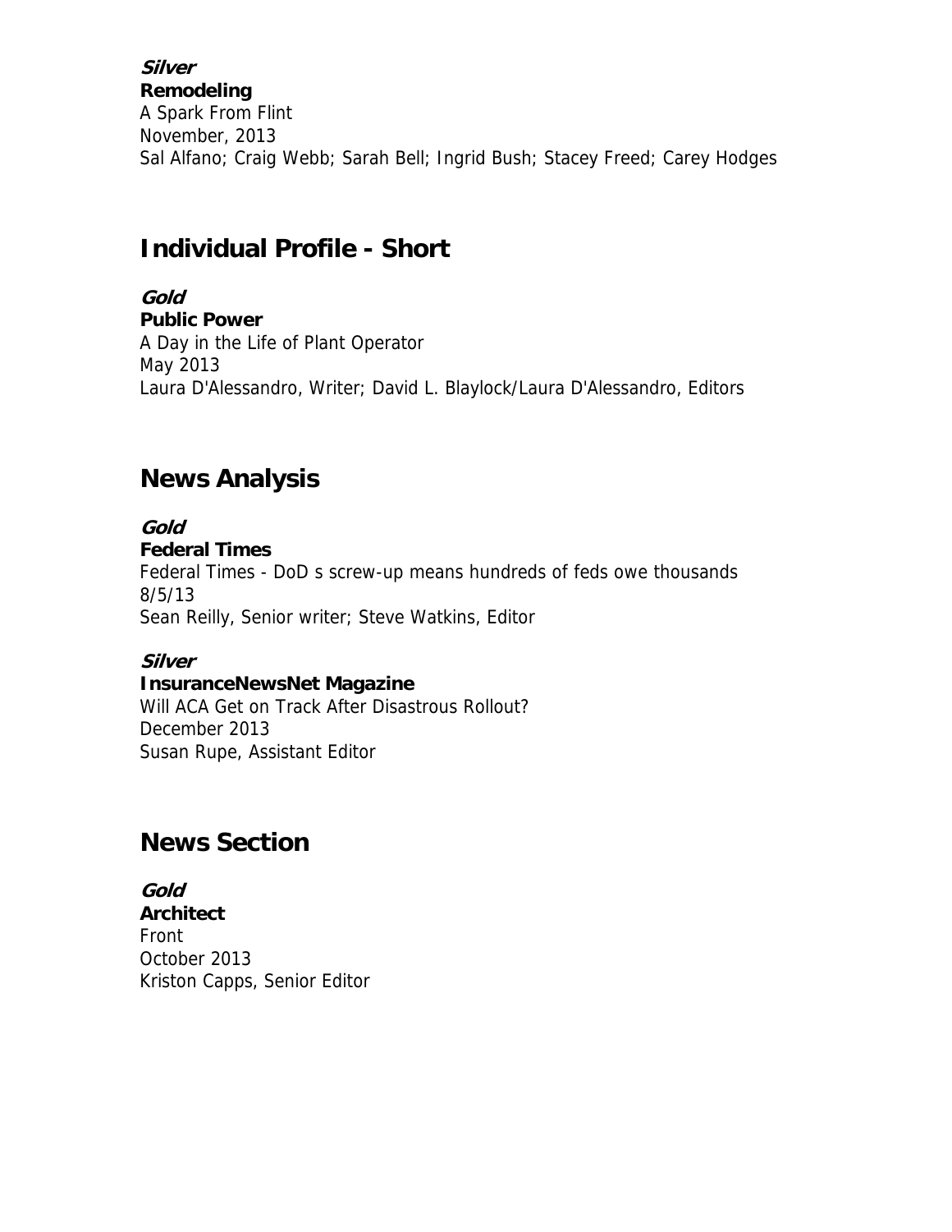***Silver***
**Remodeling**
A Spark From Flint
November, 2013
Sal Alfano; Craig Webb; Sarah Bell; Ingrid Bush; Stacey Freed; Carey Hodges

## Individual Profile - Short

***Gold***
**Public Power**
A Day in the Life of Plant Operator
May 2013
Laura D'Alessandro, Writer; David L. Blaylock/Laura D'Alessandro, Editors

## News Analysis

***Gold***
**Federal Times**
Federal Times - DoD s screw-up means hundreds of feds owe thousands
8/5/13
Sean Reilly, Senior writer; Steve Watkins, Editor

***Silver***
**InsuranceNewsNet Magazine**
Will ACA Get on Track After Disastrous Rollout?
December 2013
Susan Rupe, Assistant Editor

## News Section

***Gold***
**Architect**
Front
October 2013
Kriston Capps, Senior Editor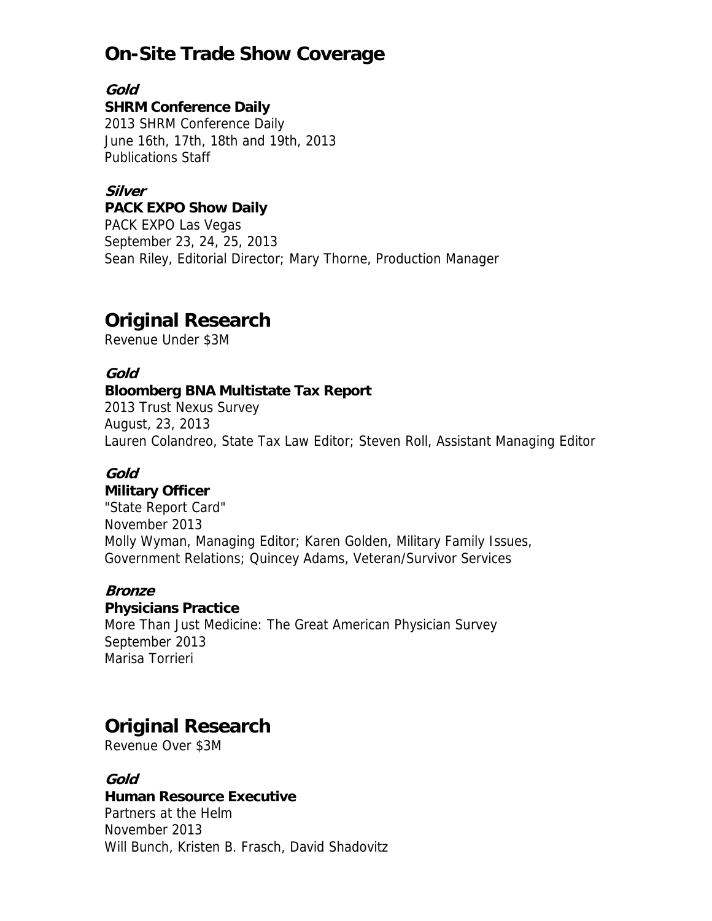## On-Site Trade Show Coverage

***Gold***

**SHRM Conference Daily**
2013 SHRM Conference Daily
June 16th, 17th, 18th and 19th, 2013
Publications Staff

***Silver***

**PACK EXPO Show Daily**
PACK EXPO Las Vegas
September 23, 24, 25, 2013
Sean Riley, Editorial Director; Mary Thorne, Production Manager

## Original Research

Revenue Under $3M

***Gold***

**Bloomberg BNA Multistate Tax Report**
2013 Trust Nexus Survey
August, 23, 2013
Lauren Colandreo, State Tax Law Editor; Steven Roll, Assistant Managing Editor

***Gold***

**Military Officer**
"State Report Card"
November 2013
Molly Wyman, Managing Editor; Karen Golden, Military Family Issues, Government Relations; Quincey Adams, Veteran/Survivor Services

***Bronze***

**Physicians Practice**
More Than Just Medicine: The Great American Physician Survey
September 2013
Marisa Torrieri

## Original Research

Revenue Over $3M

***Gold***

**Human Resource Executive**
Partners at the Helm
November 2013
Will Bunch, Kristen B. Frasch, David Shadovitz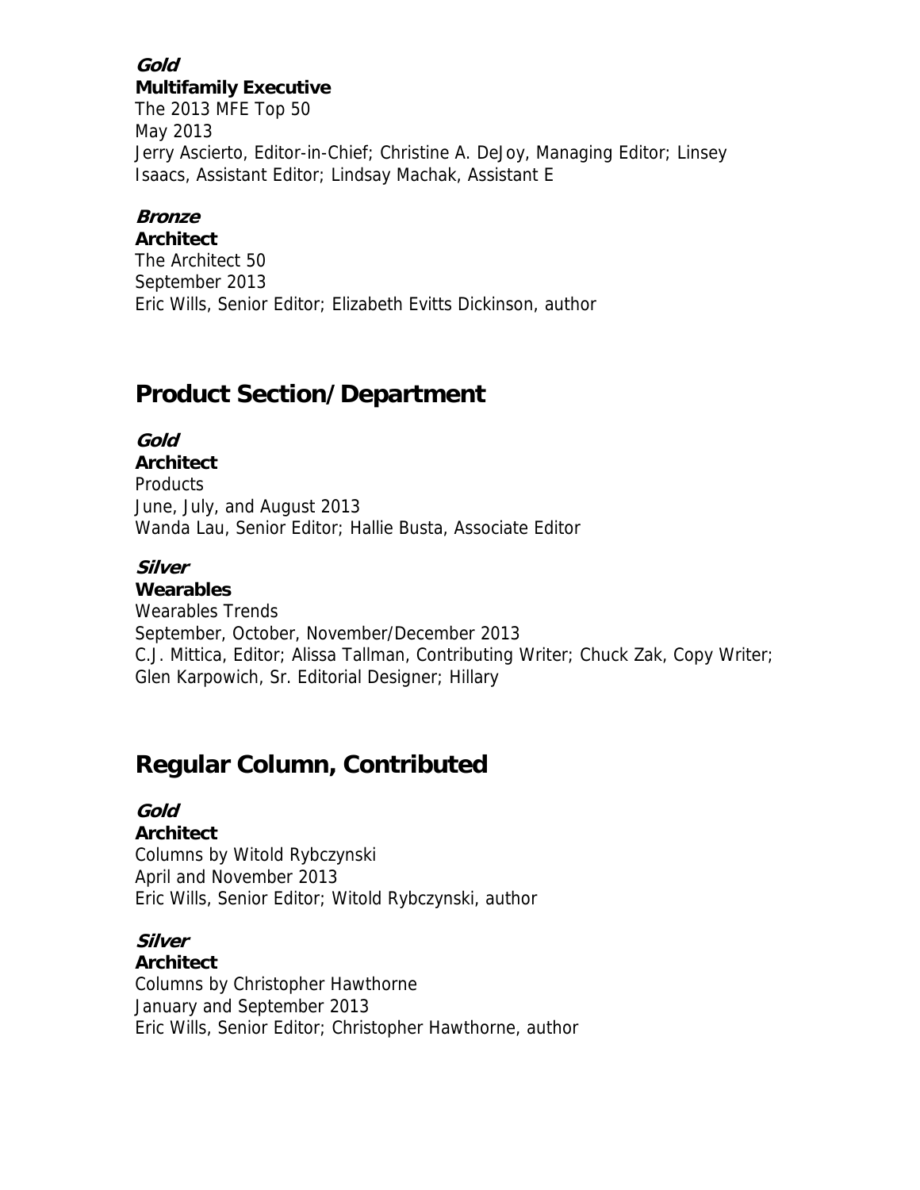***Gold***
**Multifamily Executive**
The 2013 MFE Top 50
May 2013
Jerry Ascierto, Editor-in-Chief; Christine A. DeJoy, Managing Editor; Linsey Isaacs, Assistant Editor; Lindsay Machak, Assistant E

***Bronze***
**Architect**
The Architect 50
September 2013
Eric Wills, Senior Editor; Elizabeth Evitts Dickinson, author

## Product Section/Department

***Gold***
**Architect**
Products
June, July, and August 2013
Wanda Lau, Senior Editor; Hallie Busta, Associate Editor

***Silver***
**Wearables**
Wearables Trends
September, October, November/December 2013
C.J. Mittica, Editor; Alissa Tallman, Contributing Writer; Chuck Zak, Copy Writer; Glen Karpowich, Sr. Editorial Designer; Hillary

## Regular Column, Contributed

***Gold***
**Architect**
Columns by Witold Rybczynski
April and November 2013
Eric Wills, Senior Editor; Witold Rybczynski, author

***Silver***
**Architect**
Columns by Christopher Hawthorne
January and September 2013
Eric Wills, Senior Editor; Christopher Hawthorne, author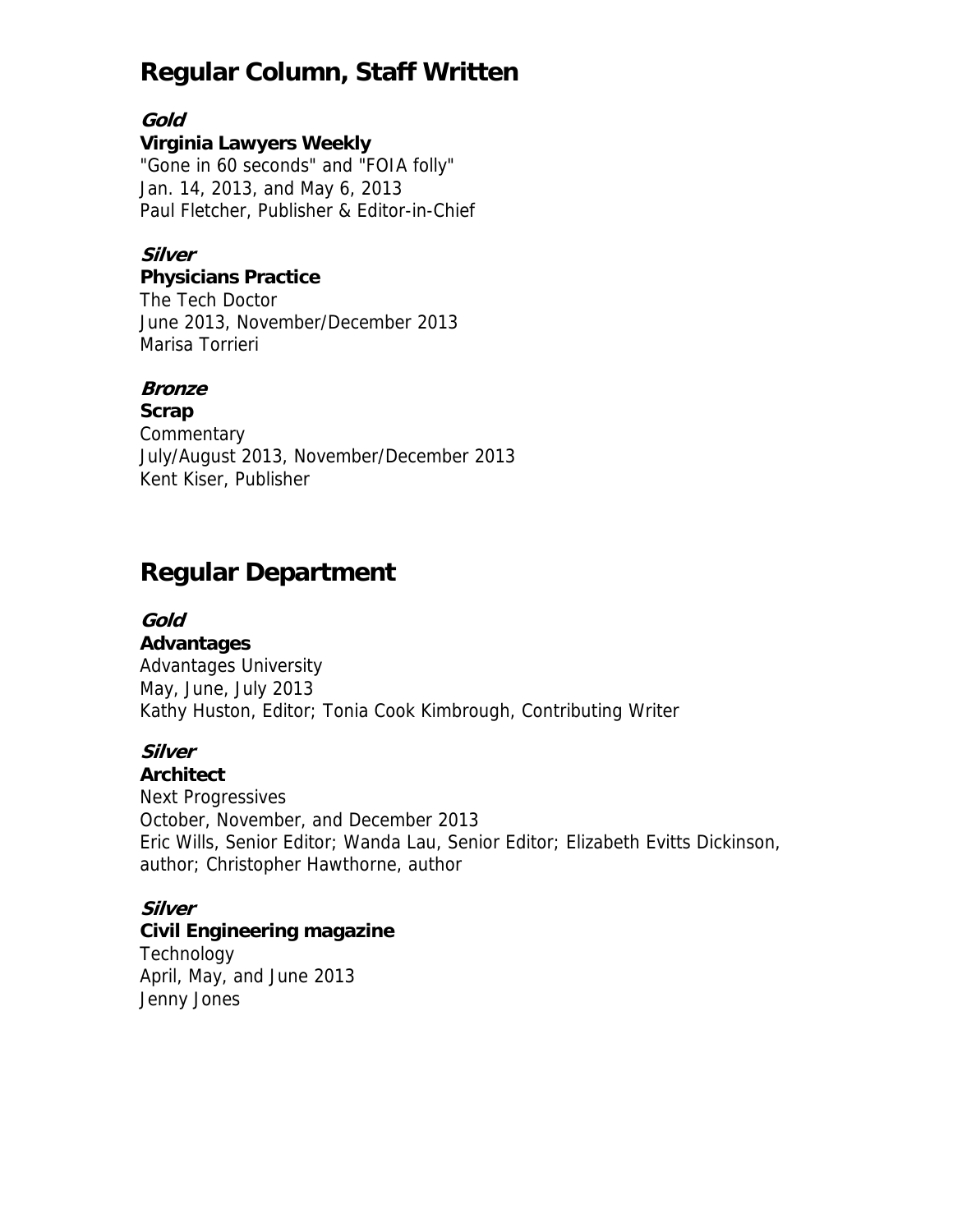## Regular Column, Staff Written

***Gold***

**Virginia Lawyers Weekly**
"Gone in 60 seconds" and "FOIA folly"
Jan. 14, 2013, and May 6, 2013
Paul Fletcher, Publisher & Editor-in-Chief

***Silver***

**Physicians Practice**
The Tech Doctor
June 2013, November/December 2013
Marisa Torrieri

***Bronze***

**Scrap**
Commentary
July/August 2013, November/December 2013
Kent Kiser, Publisher

## Regular Department

***Gold***

**Advantages**
Advantages University
May, June, July 2013
Kathy Huston, Editor; Tonia Cook Kimbrough, Contributing Writer

***Silver***

**Architect**
Next Progressives
October, November, and December 2013
Eric Wills, Senior Editor; Wanda Lau, Senior Editor; Elizabeth Evitts Dickinson, author; Christopher Hawthorne, author

***Silver***

**Civil Engineering magazine**
Technology
April, May, and June 2013
Jenny Jones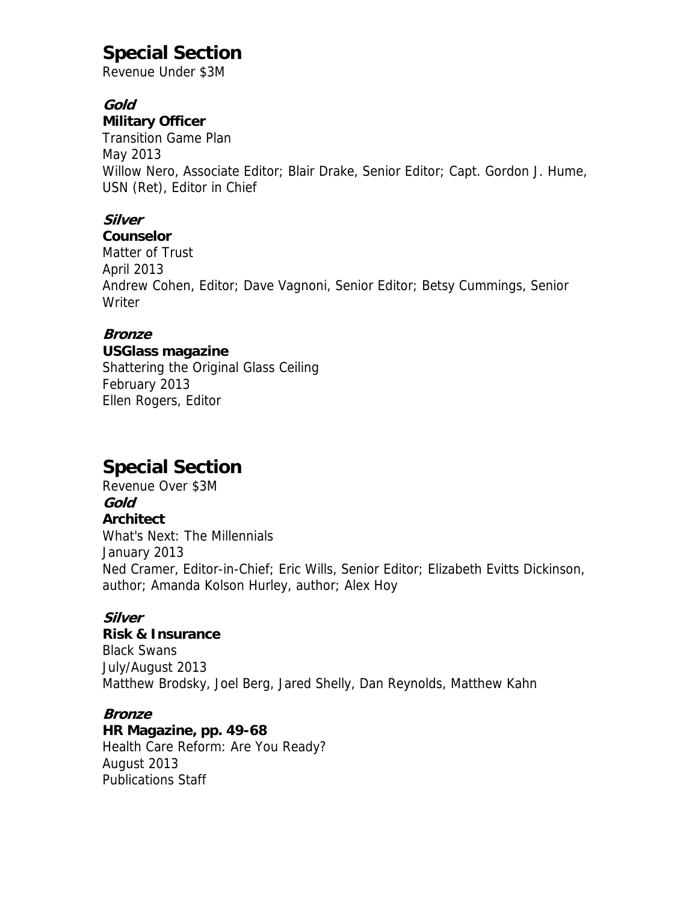## Special Section

Revenue Under $3M

### *Gold*

**Military Officer**
Transition Game Plan
May 2013
Willow Nero, Associate Editor; Blair Drake, Senior Editor; Capt. Gordon J. Hume, USN (Ret), Editor in Chief

### *Silver*

**Counselor**
Matter of Trust
April 2013
Andrew Cohen, Editor; Dave Vagnoni, Senior Editor; Betsy Cummings, Senior Writer

### *Bronze*

**USGlass magazine**
Shattering the Original Glass Ceiling
February 2013
Ellen Rogers, Editor

## Special Section

Revenue Over $3M

### *Gold*

**Architect**
What's Next: The Millennials
January 2013
Ned Cramer, Editor-in-Chief; Eric Wills, Senior Editor; Elizabeth Evitts Dickinson, author; Amanda Kolson Hurley, author; Alex Hoy

### *Silver*

**Risk & Insurance**
Black Swans
July/August 2013
Matthew Brodsky, Joel Berg, Jared Shelly, Dan Reynolds, Matthew Kahn

### *Bronze*

**HR Magazine, pp. 49-68**
Health Care Reform: Are You Ready?
August 2013
Publications Staff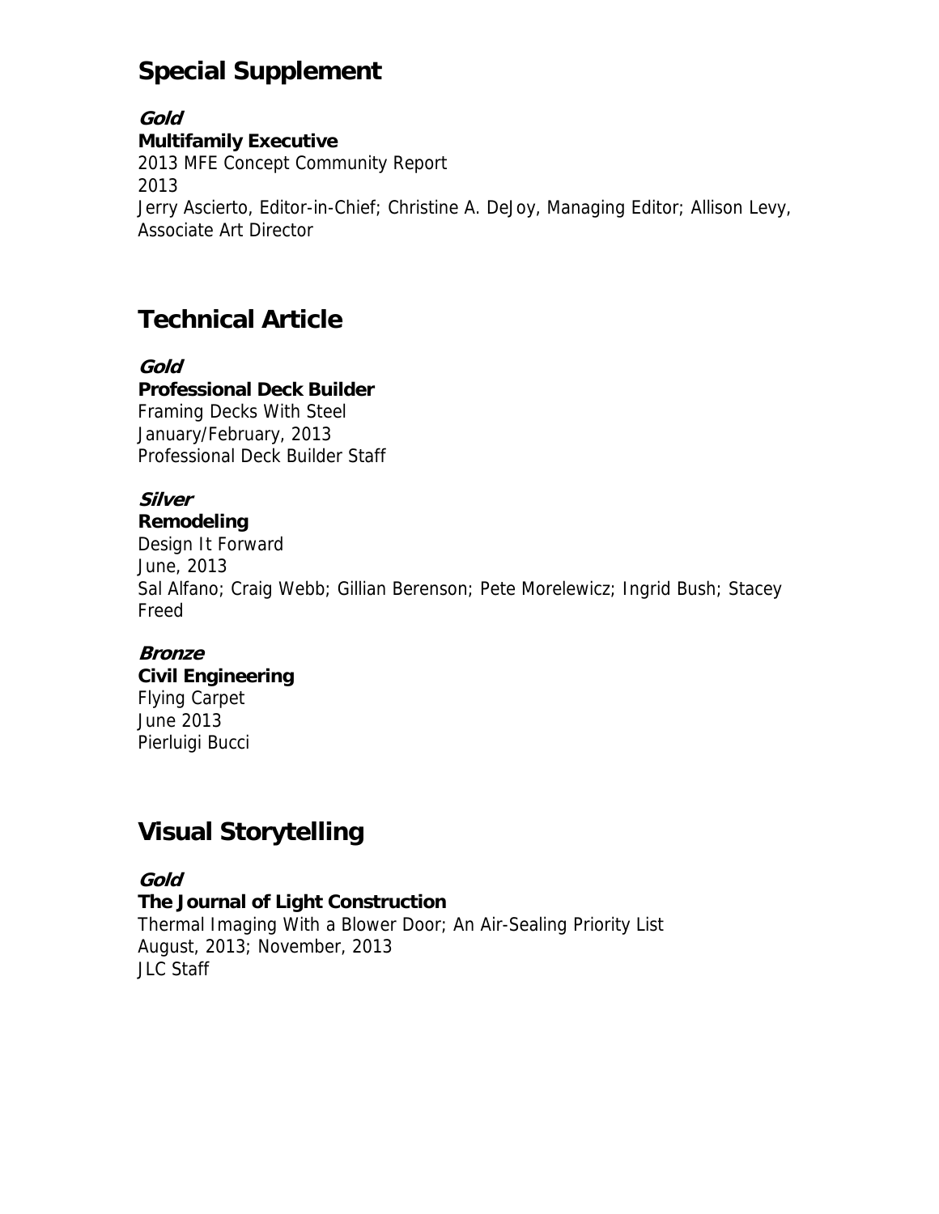## Special Supplement

***Gold***

**Multifamily Executive**
2013 MFE Concept Community Report
2013
Jerry Ascierto, Editor-in-Chief; Christine A. DeJoy, Managing Editor; Allison Levy, Associate Art Director

## Technical Article

***Gold***

**Professional Deck Builder**
Framing Decks With Steel
January/February, 2013
Professional Deck Builder Staff

***Silver***

**Remodeling**
Design It Forward
June, 2013
Sal Alfano; Craig Webb; Gillian Berenson; Pete Morelewicz; Ingrid Bush; Stacey Freed

***Bronze***

**Civil Engineering**
Flying Carpet
June 2013
Pierluigi Bucci

## Visual Storytelling

***Gold***

**The Journal of Light Construction**
Thermal Imaging With a Blower Door; An Air-Sealing Priority List
August, 2013; November, 2013
JLC Staff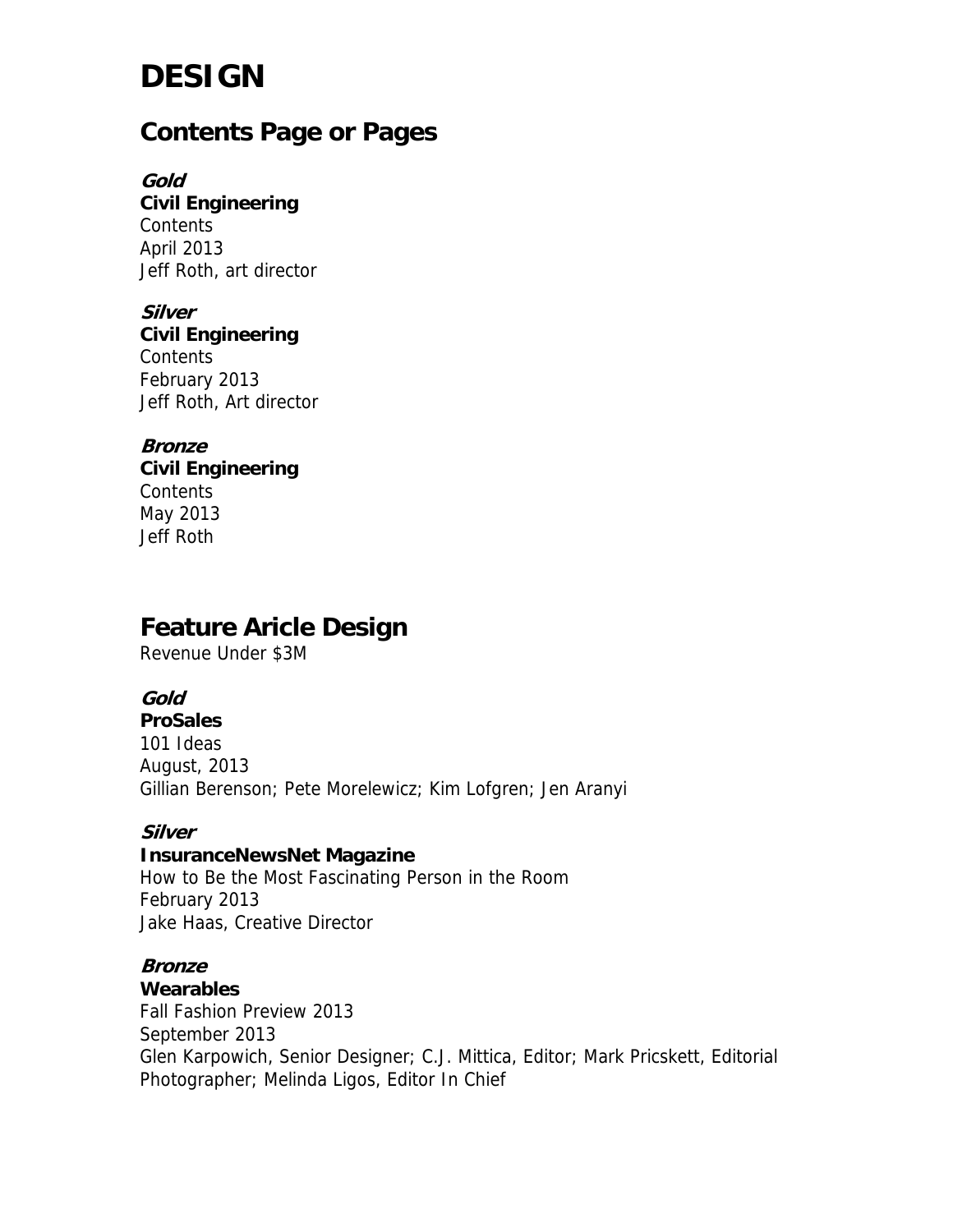# DESIGN

## Contents Page or Pages

***Gold***
**Civil Engineering**
Contents
April 2013
Jeff Roth, art director

***Silver***
**Civil Engineering**
Contents
February 2013
Jeff Roth, Art director

***Bronze***
**Civil Engineering**
Contents
May 2013
Jeff Roth

## Feature Aricle Design

Revenue Under $3M

***Gold***
**ProSales**
101 Ideas
August, 2013
Gillian Berenson; Pete Morelewicz; Kim Lofgren; Jen Aranyi

***Silver***
**InsuranceNewsNet Magazine**
How to Be the Most Fascinating Person in the Room
February 2013
Jake Haas, Creative Director

***Bronze***
**Wearables**
Fall Fashion Preview 2013
September 2013
Glen Karpowich, Senior Designer; C.J. Mittica, Editor; Mark Pricskett, Editorial Photographer; Melinda Ligos, Editor In Chief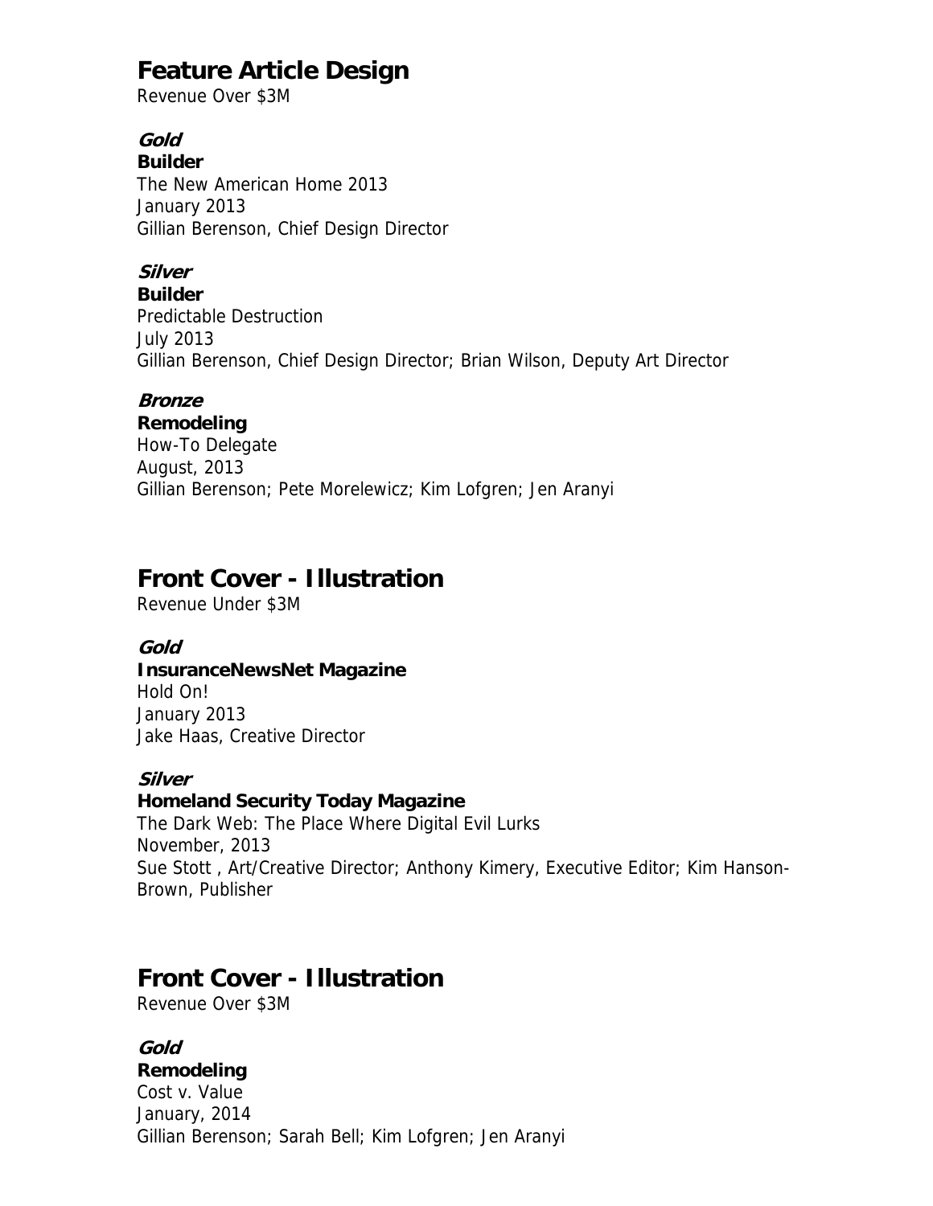## Feature Article Design

Revenue Over $3M

***Gold***

**Builder**

The New American Home 2013

January 2013

Gillian Berenson, Chief Design Director

***Silver***

**Builder**

Predictable Destruction

July 2013

Gillian Berenson, Chief Design Director; Brian Wilson, Deputy Art Director

***Bronze***

**Remodeling**

How-To Delegate

August, 2013

Gillian Berenson; Pete Morelewicz; Kim Lofgren; Jen Aranyi

## Front Cover - Illustration

Revenue Under $3M

***Gold***

**InsuranceNewsNet Magazine**

Hold On!

January 2013

Jake Haas, Creative Director

***Silver***

**Homeland Security Today Magazine**

The Dark Web: The Place Where Digital Evil Lurks

November, 2013

Sue Stott , Art/Creative Director; Anthony Kimery, Executive Editor; Kim Hanson-Brown, Publisher

## Front Cover - Illustration

Revenue Over $3M

***Gold***

**Remodeling**

Cost v. Value

January, 2014

Gillian Berenson; Sarah Bell; Kim Lofgren; Jen Aranyi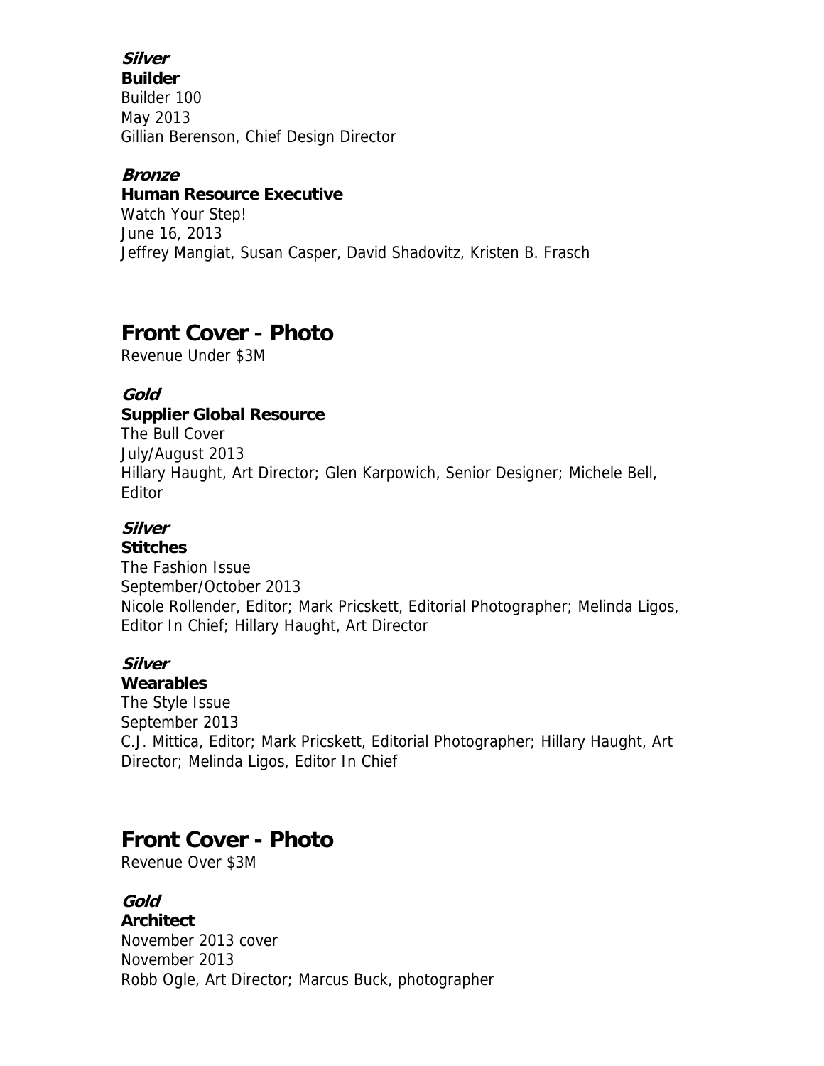***Silver***
**Builder**
Builder 100
May 2013
Gillian Berenson, Chief Design Director

***Bronze***
**Human Resource Executive**
Watch Your Step!
June 16, 2013
Jeffrey Mangiat, Susan Casper, David Shadovitz, Kristen B. Frasch

## Front Cover - Photo

Revenue Under $3M

***Gold***
**Supplier Global Resource**
The Bull Cover
July/August 2013
Hillary Haught, Art Director; Glen Karpowich, Senior Designer; Michele Bell, Editor

***Silver***
**Stitches**
The Fashion Issue
September/October 2013
Nicole Rollender, Editor; Mark Pricskett, Editorial Photographer; Melinda Ligos, Editor In Chief; Hillary Haught, Art Director

***Silver***
**Wearables**
The Style Issue
September 2013
C.J. Mittica, Editor; Mark Pricskett, Editorial Photographer; Hillary Haught, Art Director; Melinda Ligos, Editor In Chief

## Front Cover - Photo

Revenue Over $3M

***Gold***
**Architect**
November 2013 cover
November 2013
Robb Ogle, Art Director; Marcus Buck, photographer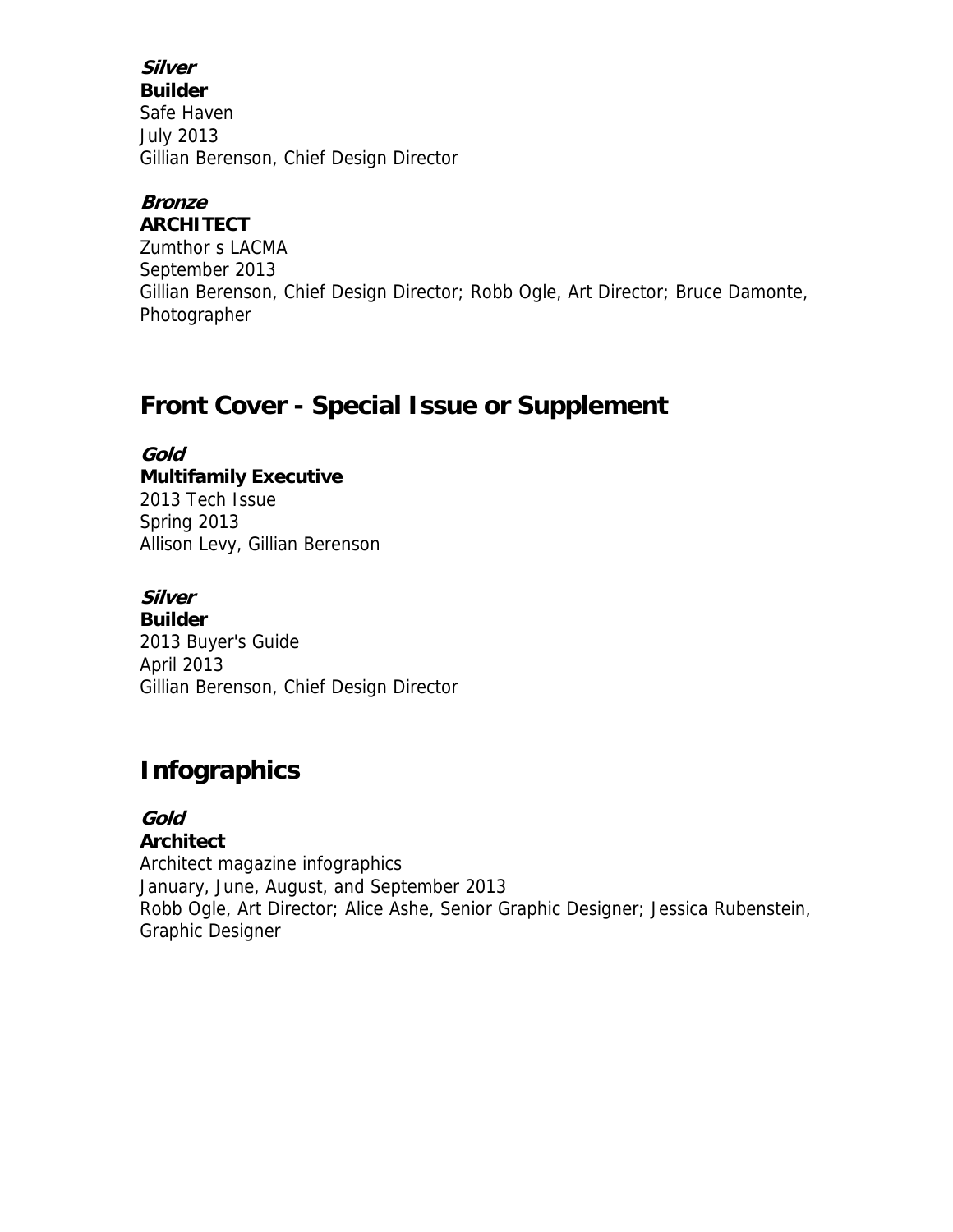***Silver***
**Builder**
Safe Haven
July 2013
Gillian Berenson, Chief Design Director

***Bronze***
**ARCHITECT**
Zumthor s LACMA
September 2013
Gillian Berenson, Chief Design Director; Robb Ogle, Art Director; Bruce Damonte, Photographer

## Front Cover - Special Issue or Supplement

***Gold***
**Multifamily Executive**
2013 Tech Issue
Spring 2013
Allison Levy, Gillian Berenson

***Silver***
**Builder**
2013 Buyer's Guide
April 2013
Gillian Berenson, Chief Design Director

## Infographics

***Gold***
**Architect**
Architect magazine infographics
January, June, August, and September 2013
Robb Ogle, Art Director; Alice Ashe, Senior Graphic Designer; Jessica Rubenstein, Graphic Designer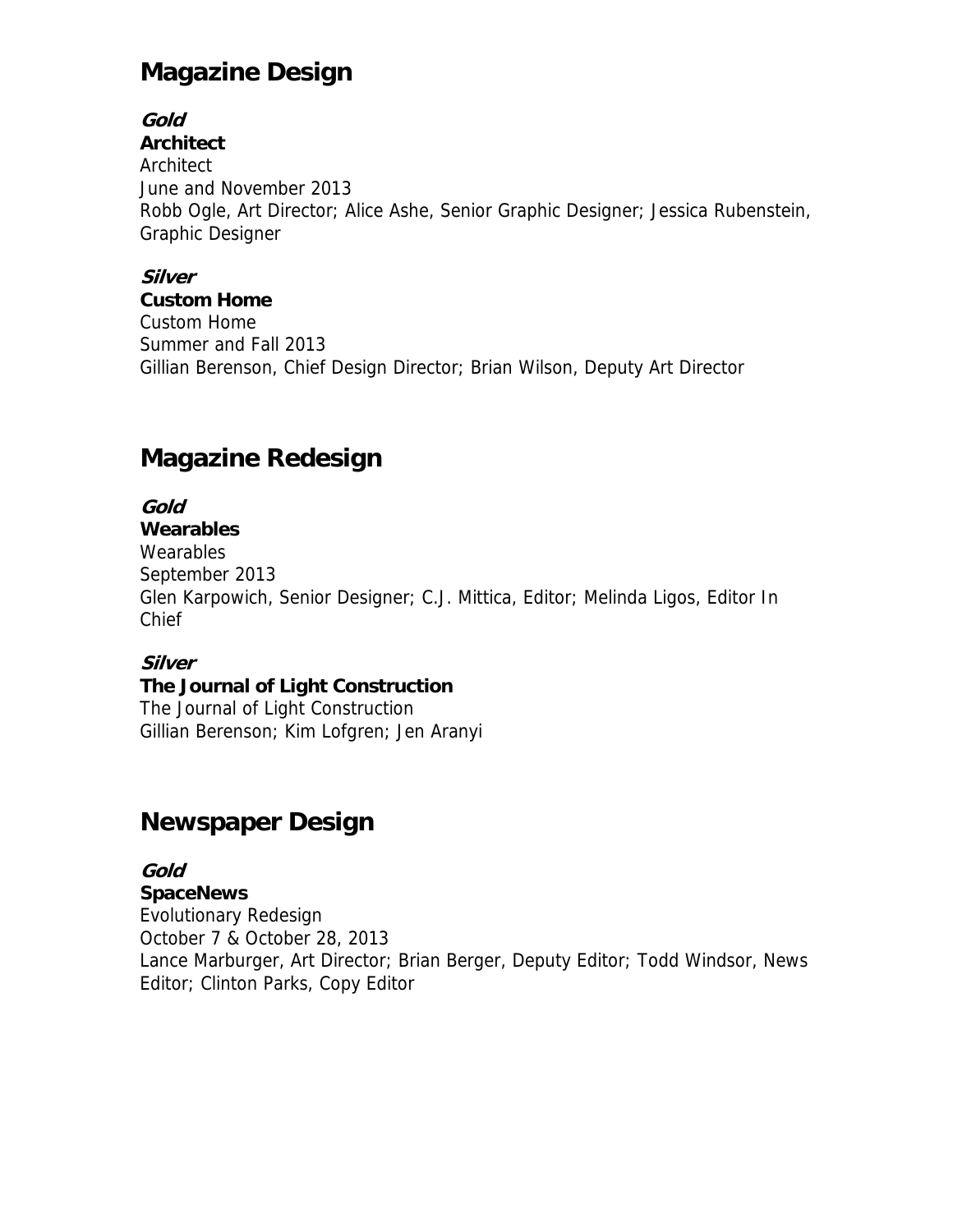## Magazine Design

***Gold***
**Architect**
Architect
June and November 2013
Robb Ogle, Art Director; Alice Ashe, Senior Graphic Designer; Jessica Rubenstein, Graphic Designer

***Silver***
**Custom Home**
Custom Home
Summer and Fall 2013
Gillian Berenson, Chief Design Director; Brian Wilson, Deputy Art Director

## Magazine Redesign

***Gold***
**Wearables**
Wearables
September 2013
Glen Karpowich, Senior Designer; C.J. Mittica, Editor; Melinda Ligos, Editor In Chief

***Silver***
**The Journal of Light Construction**
The Journal of Light Construction
Gillian Berenson; Kim Lofgren; Jen Aranyi

## Newspaper Design

***Gold***
**SpaceNews**
Evolutionary Redesign
October 7 & October 28, 2013
Lance Marburger, Art Director; Brian Berger, Deputy Editor; Todd Windsor, News Editor; Clinton Parks, Copy Editor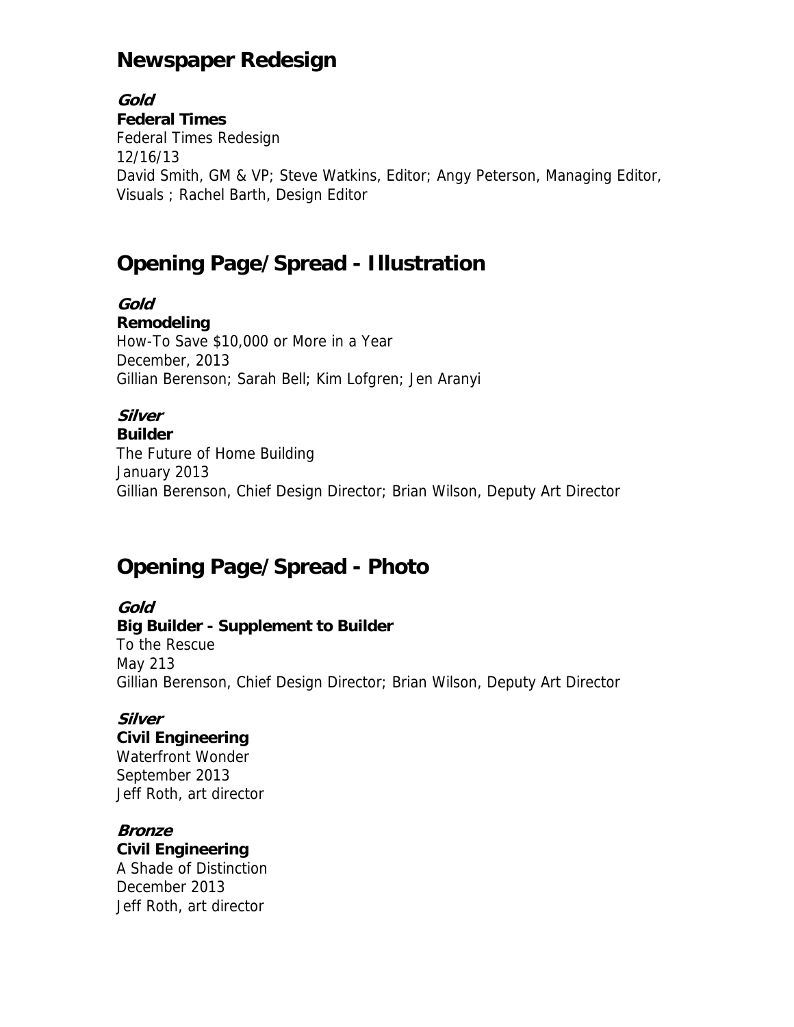## Newspaper Redesign

***Gold***
**Federal Times**
Federal Times Redesign
12/16/13
David Smith, GM & VP; Steve Watkins, Editor; Angy Peterson, Managing Editor, Visuals ; Rachel Barth, Design Editor

## Opening Page/Spread - Illustration

***Gold***
**Remodeling**
How-To Save $10,000 or More in a Year
December, 2013
Gillian Berenson; Sarah Bell; Kim Lofgren; Jen Aranyi

***Silver***
**Builder**
The Future of Home Building
January 2013
Gillian Berenson, Chief Design Director; Brian Wilson, Deputy Art Director

## Opening Page/Spread - Photo

***Gold***
**Big Builder - Supplement to Builder**
To the Rescue
May 213
Gillian Berenson, Chief Design Director; Brian Wilson, Deputy Art Director

***Silver***
**Civil Engineering**
Waterfront Wonder
September 2013
Jeff Roth, art director

***Bronze***
**Civil Engineering**
A Shade of Distinction
December 2013
Jeff Roth, art director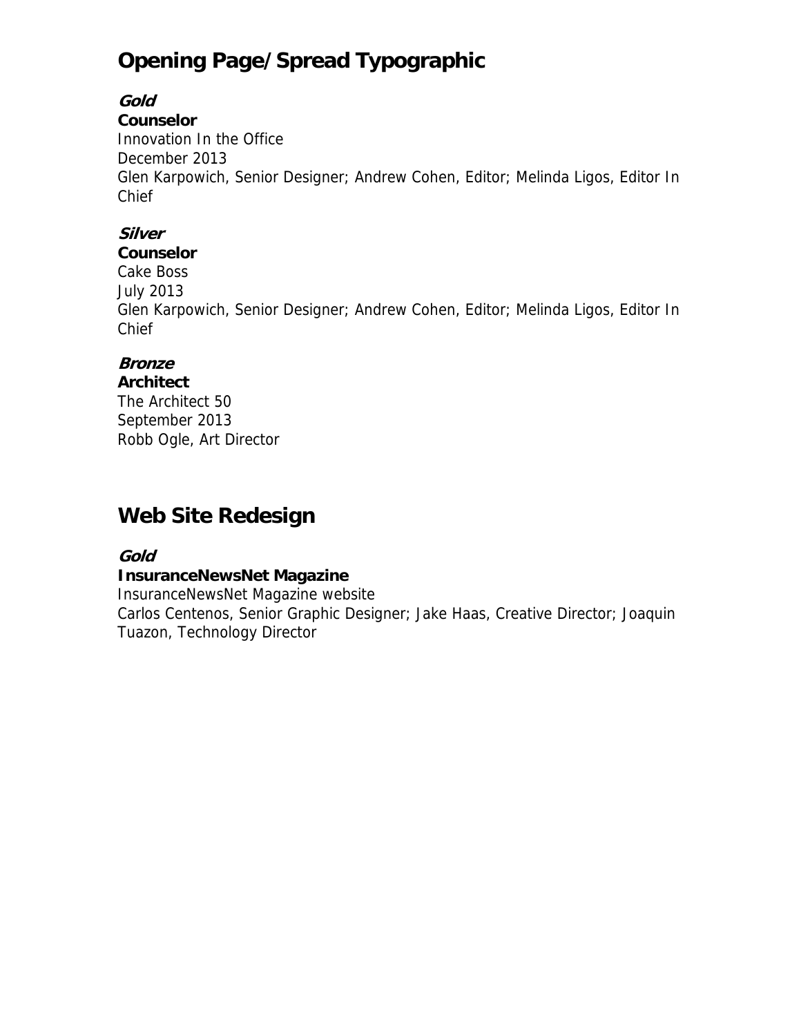## Opening Page/Spread Typographic

***Gold***
**Counselor**
Innovation In the Office
December 2013
Glen Karpowich, Senior Designer; Andrew Cohen, Editor; Melinda Ligos, Editor In Chief

***Silver***
**Counselor**
Cake Boss
July 2013
Glen Karpowich, Senior Designer; Andrew Cohen, Editor; Melinda Ligos, Editor In Chief

***Bronze***
**Architect**
The Architect 50
September 2013
Robb Ogle, Art Director

## Web Site Redesign

***Gold***
**InsuranceNewsNet Magazine**
InsuranceNewsNet Magazine website
Carlos Centenos, Senior Graphic Designer; Jake Haas, Creative Director; Joaquin Tuazon, Technology Director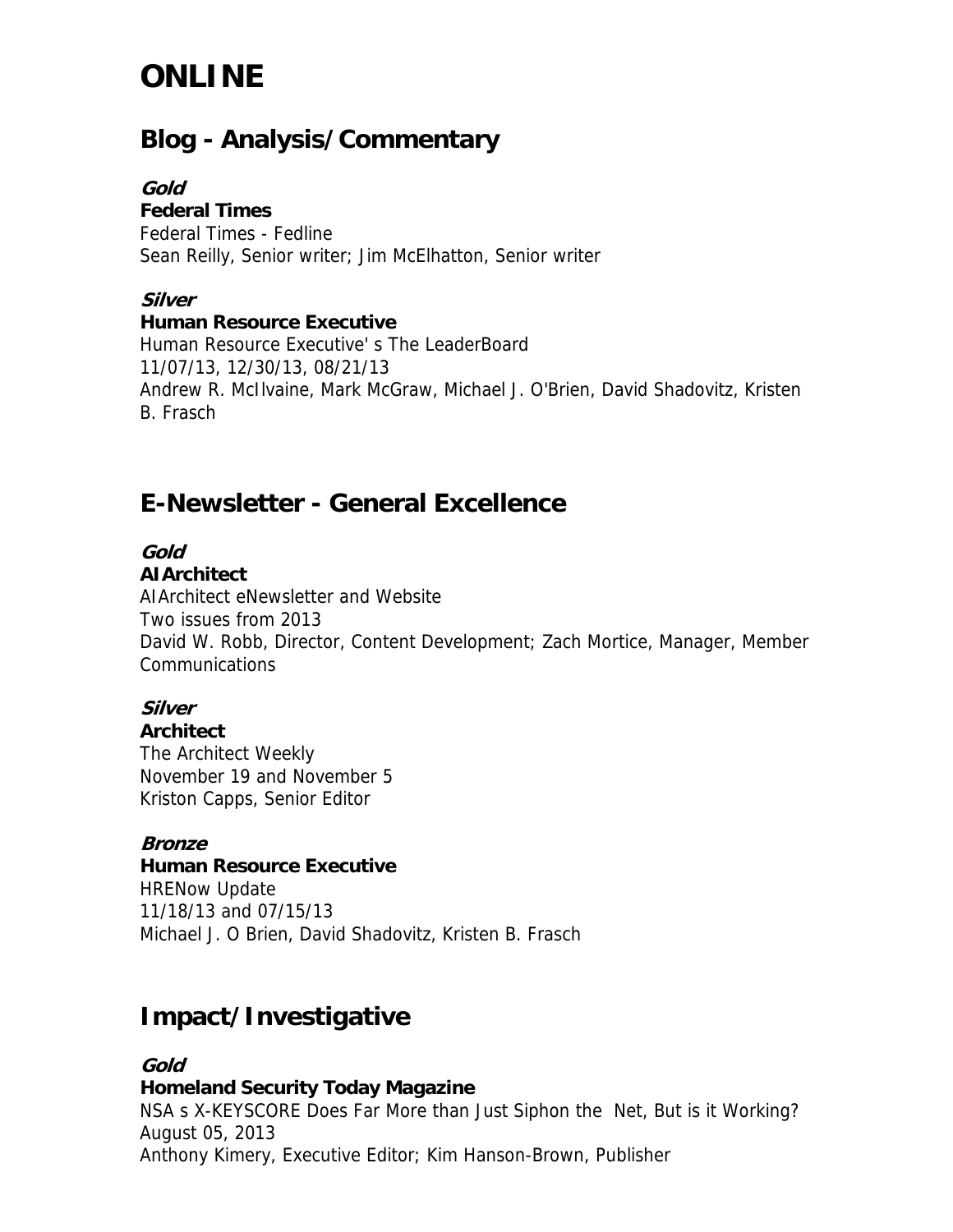# ONLINE

## Blog - Analysis/Commentary

***Gold***

**Federal Times**

Federal Times - Fedline

Sean Reilly, Senior writer; Jim McElhatton, Senior writer

***Silver***

**Human Resource Executive**

Human Resource Executive' s The LeaderBoard

11/07/13, 12/30/13, 08/21/13

Andrew R. McIlvaine, Mark McGraw, Michael J. O'Brien, David Shadovitz, Kristen B. Frasch

## E-Newsletter - General Excellence

***Gold***

**AIArchitect**

AIArchitect eNewsletter and Website

Two issues from 2013

David W. Robb, Director, Content Development; Zach Mortice, Manager, Member Communications

***Silver***

**Architect**

The Architect Weekly

November 19 and November 5

Kriston Capps, Senior Editor

***Bronze***

**Human Resource Executive**

HRENow Update

11/18/13 and 07/15/13

Michael J. O Brien, David Shadovitz, Kristen B. Frasch

## Impact/Investigative

***Gold***

**Homeland Security Today Magazine**

NSA s X-KEYSCORE Does Far More than Just Siphon the Net, But is it Working?

August 05, 2013

Anthony Kimery, Executive Editor; Kim Hanson-Brown, Publisher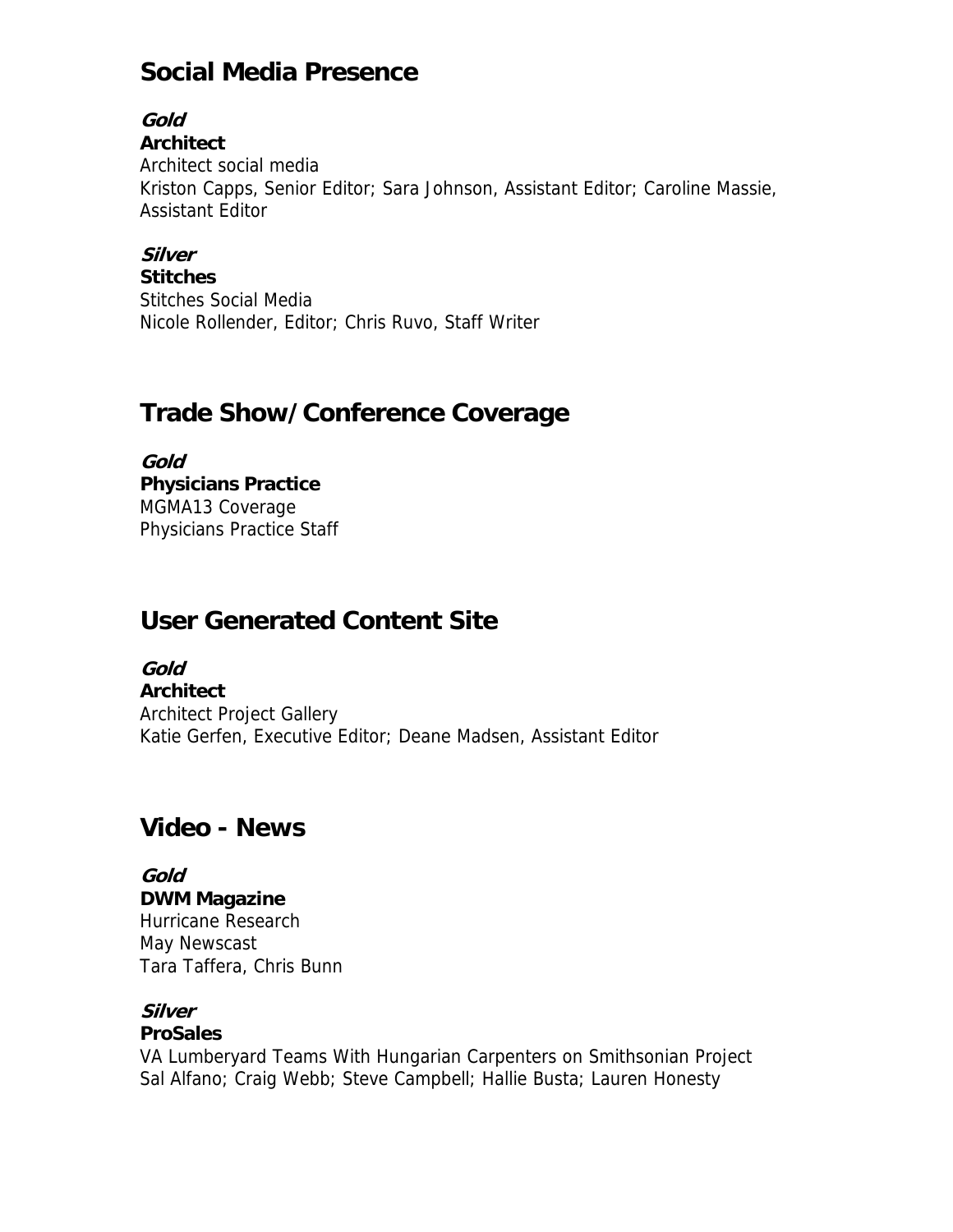## Social Media Presence

***Gold***
**Architect**
Architect social media
Kriston Capps, Senior Editor; Sara Johnson, Assistant Editor; Caroline Massie, Assistant Editor

***Silver***
**Stitches**
Stitches Social Media
Nicole Rollender, Editor; Chris Ruvo, Staff Writer

## Trade Show/Conference Coverage

***Gold***
**Physicians Practice**
MGMA13 Coverage
Physicians Practice Staff

## User Generated Content Site

***Gold***
**Architect**
Architect Project Gallery
Katie Gerfen, Executive Editor; Deane Madsen, Assistant Editor

## Video - News

***Gold***
**DWM Magazine**
Hurricane Research
May Newscast
Tara Taffera, Chris Bunn

***Silver***
**ProSales**
VA Lumberyard Teams With Hungarian Carpenters on Smithsonian Project
Sal Alfano; Craig Webb; Steve Campbell; Hallie Busta; Lauren Honesty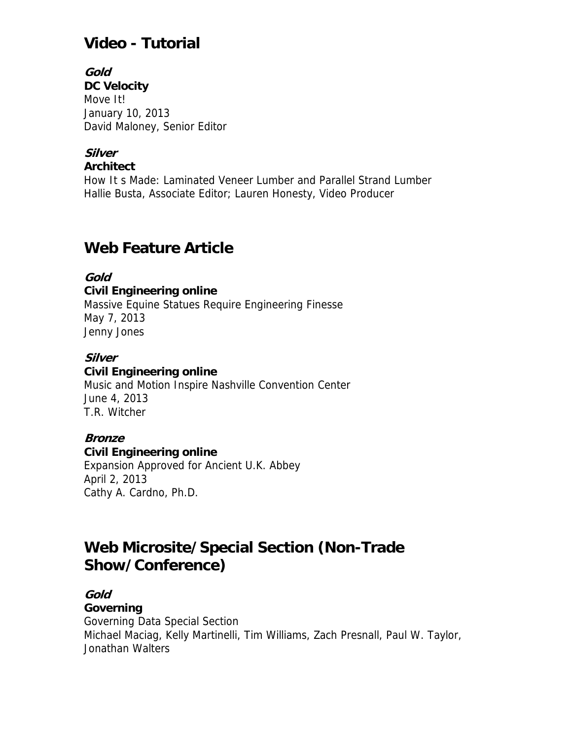## Video - Tutorial

***Gold***
**DC Velocity**
Move It!
January 10, 2013
David Maloney, Senior Editor

***Silver***
**Architect**
How It s Made: Laminated Veneer Lumber and Parallel Strand Lumber
Hallie Busta, Associate Editor; Lauren Honesty, Video Producer

## Web Feature Article

***Gold***
**Civil Engineering online**
Massive Equine Statues Require Engineering Finesse
May 7, 2013
Jenny Jones

***Silver***
**Civil Engineering online**
Music and Motion Inspire Nashville Convention Center
June 4, 2013
T.R. Witcher

***Bronze***
**Civil Engineering online**
Expansion Approved for Ancient U.K. Abbey
April 2, 2013
Cathy A. Cardno, Ph.D.

## Web Microsite/Special Section (Non-Trade Show/Conference)

***Gold***
**Governing**
Governing Data Special Section
Michael Maciag, Kelly Martinelli, Tim Williams, Zach Presnall, Paul W. Taylor, Jonathan Walters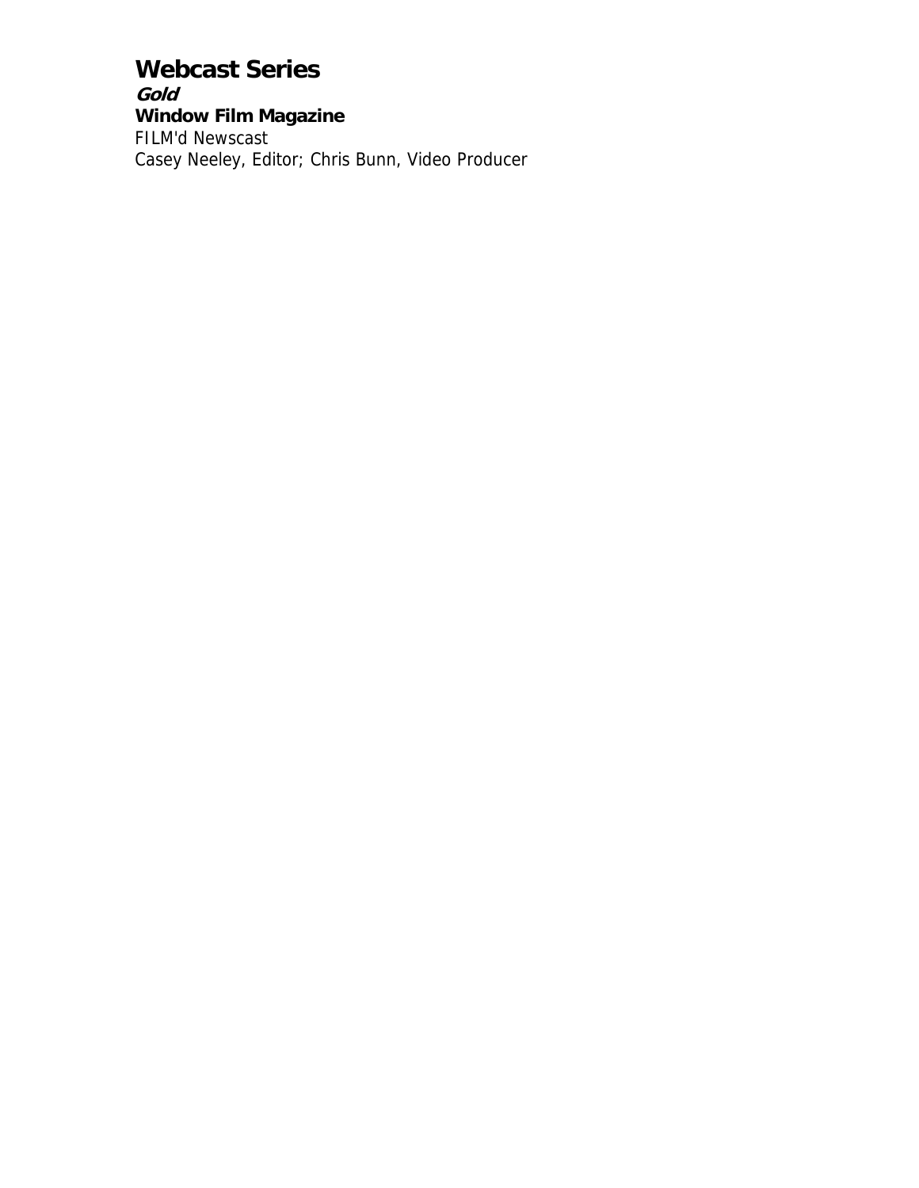## Webcast Series

***Gold***

**Window Film Magazine**

FILM'd Newscast

Casey Neeley, Editor; Chris Bunn, Video Producer